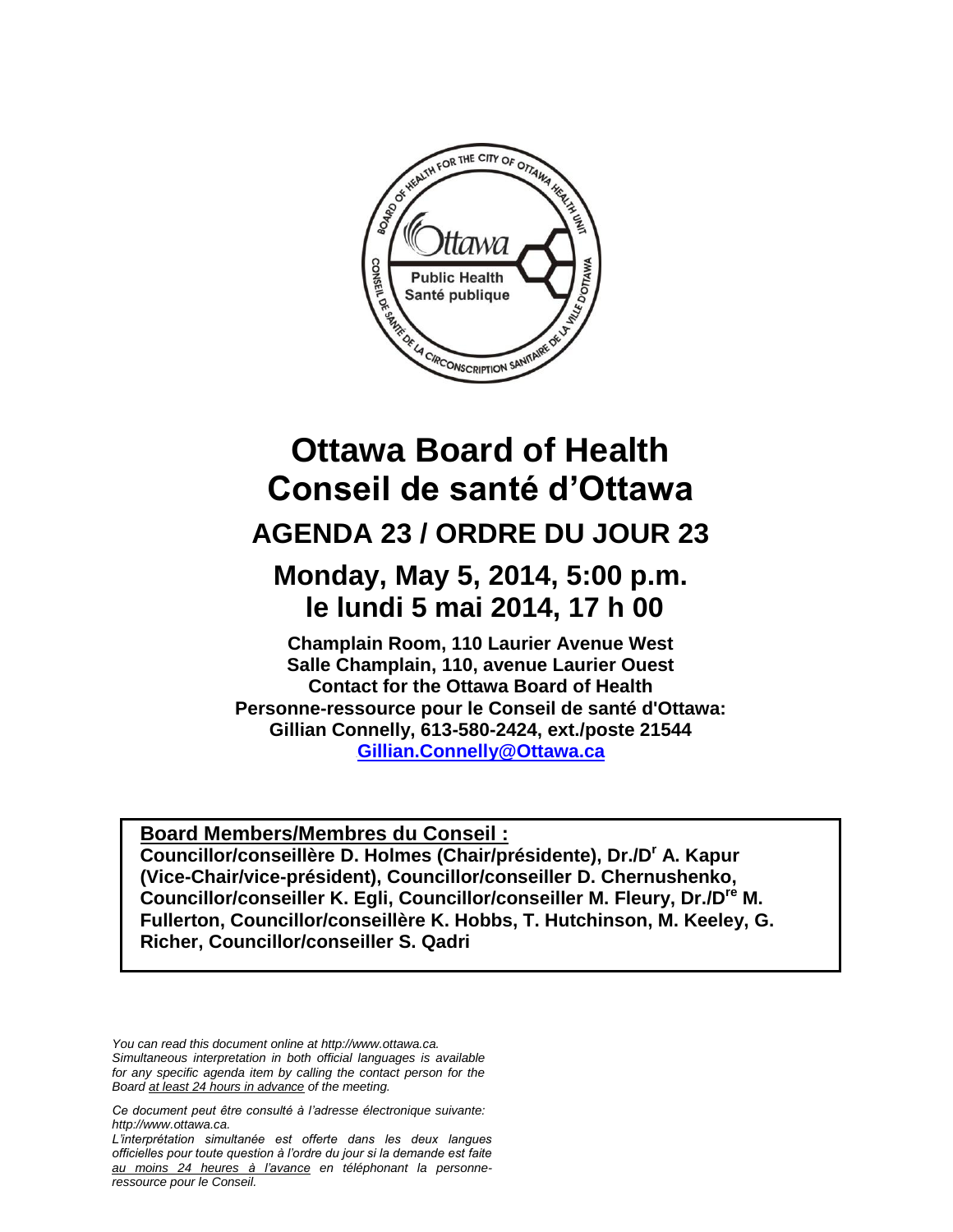# Ottawa Board of Health
# Conseil de santé d'Ottawa

## AGENDA 23 / ORDRE DU JOUR 23

## Monday, May 5, 2014, 5:00 p.m.
## le lundi 5 mai 2014, 17 h 00

**Champlain Room, 110 Laurier Avenue West**
**Salle Champlain, 110, avenue Laurier Ouest**
**Contact for the Ottawa Board of Health**
**Personne-ressource pour le Conseil de santé d'Ottawa:**
**Gillian Connelly, 613-580-2424, ext./poste 21544**
**Gillian.Connelly@Ottawa.ca**

**Board Members/Membres du Conseil :**
**Councillor/conseillère D. Holmes (Chair/présidente), Dr./Dr A. Kapur (Vice-Chair/vice-président), Councillor/conseiller D. Chernushenko, Councillor/conseiller K. Egli, Councillor/conseiller M. Fleury, Dr./Dre M. Fullerton, Councillor/conseillère K. Hobbs, T. Hutchinson, M. Keeley, G. Richer, Councillor/conseiller S. Qadri**

*You can read this document online at http://www.ottawa.ca. Simultaneous interpretation in both official languages is available for any specific agenda item by calling the contact person for the Board at least 24 hours in advance of the meeting.*

*Ce document peut être consulté à l'adresse électronique suivante: http://www.ottawa.ca. L'interprétation simultanée est offerte dans les deux langues officielles pour toute question à l'ordre du jour si la demande est faite au moins 24 heures à l'avance en téléphonant la personne-ressource pour le Conseil.*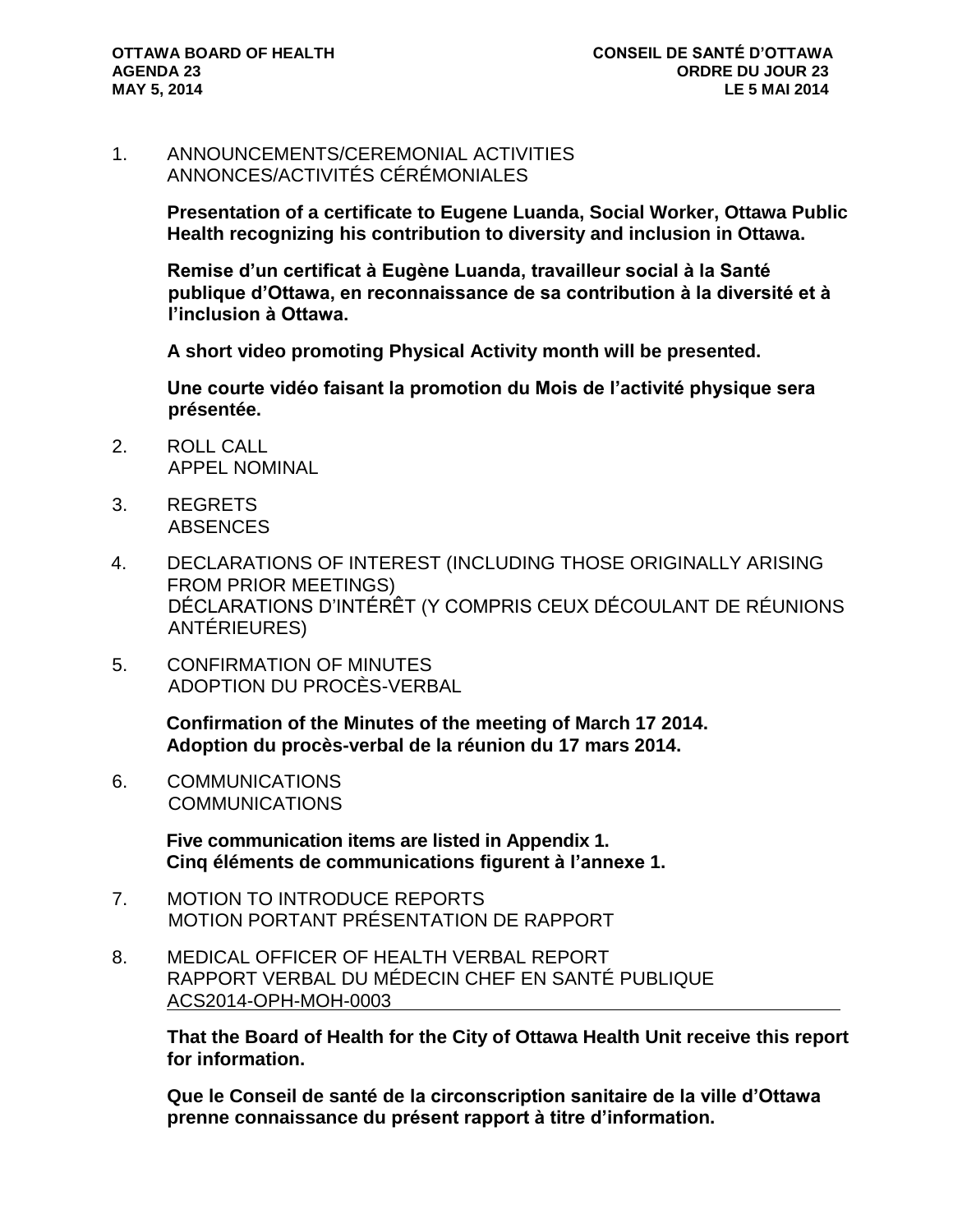OTTAWA BOARD OF HEALTH
AGENDA 23
MAY 5, 2014

CONSEIL DE SANTÉ D'OTTAWA
ORDRE DU JOUR 23
LE 5 MAI 2014

1. ANNOUNCEMENTS/CEREMONIAL ACTIVITIES
   ANNONCES/ACTIVITÉS CÉRÉMONIALES

   **Presentation of a certificate to Eugene Luanda, Social Worker, Ottawa Public Health recognizing his contribution to diversity and inclusion in Ottawa.**

   **Remise d'un certificat à Eugène Luanda, travailleur social à la Santé publique d'Ottawa, en reconnaissance de sa contribution à la diversité et à l'inclusion à Ottawa.**

   **A short video promoting Physical Activity month will be presented.**

   **Une courte vidéo faisant la promotion du Mois de l'activité physique sera présentée.**

2. ROLL CALL
   APPEL NOMINAL

3. REGRETS
   ABSENCES

4. DECLARATIONS OF INTEREST (INCLUDING THOSE ORIGINALLY ARISING FROM PRIOR MEETINGS)
   DÉCLARATIONS D'INTÉRÊT (Y COMPRIS CEUX DÉCOULANT DE RÉUNIONS ANTÉRIEURES)

5. CONFIRMATION OF MINUTES
   ADOPTION DU PROCÈS-VERBAL

   **Confirmation of the Minutes of the meeting of March 17 2014.**
   **Adoption du procès-verbal de la réunion du 17 mars 2014.**

6. COMMUNICATIONS
   COMMUNICATIONS

   **Five communication items are listed in Appendix 1.**
   **Cinq éléments de communications figurent à l'annexe 1.**

7. MOTION TO INTRODUCE REPORTS
   MOTION PORTANT PRÉSENTATION DE RAPPORT

8. MEDICAL OFFICER OF HEALTH VERBAL REPORT
   RAPPORT VERBAL DU MÉDECIN CHEF EN SANTÉ PUBLIQUE
   ACS2014-OPH-MOH-0003

   **That the Board of Health for the City of Ottawa Health Unit receive this report for information.**

   **Que le Conseil de santé de la circonscription sanitaire de la ville d'Ottawa prenne connaissance du présent rapport à titre d'information.**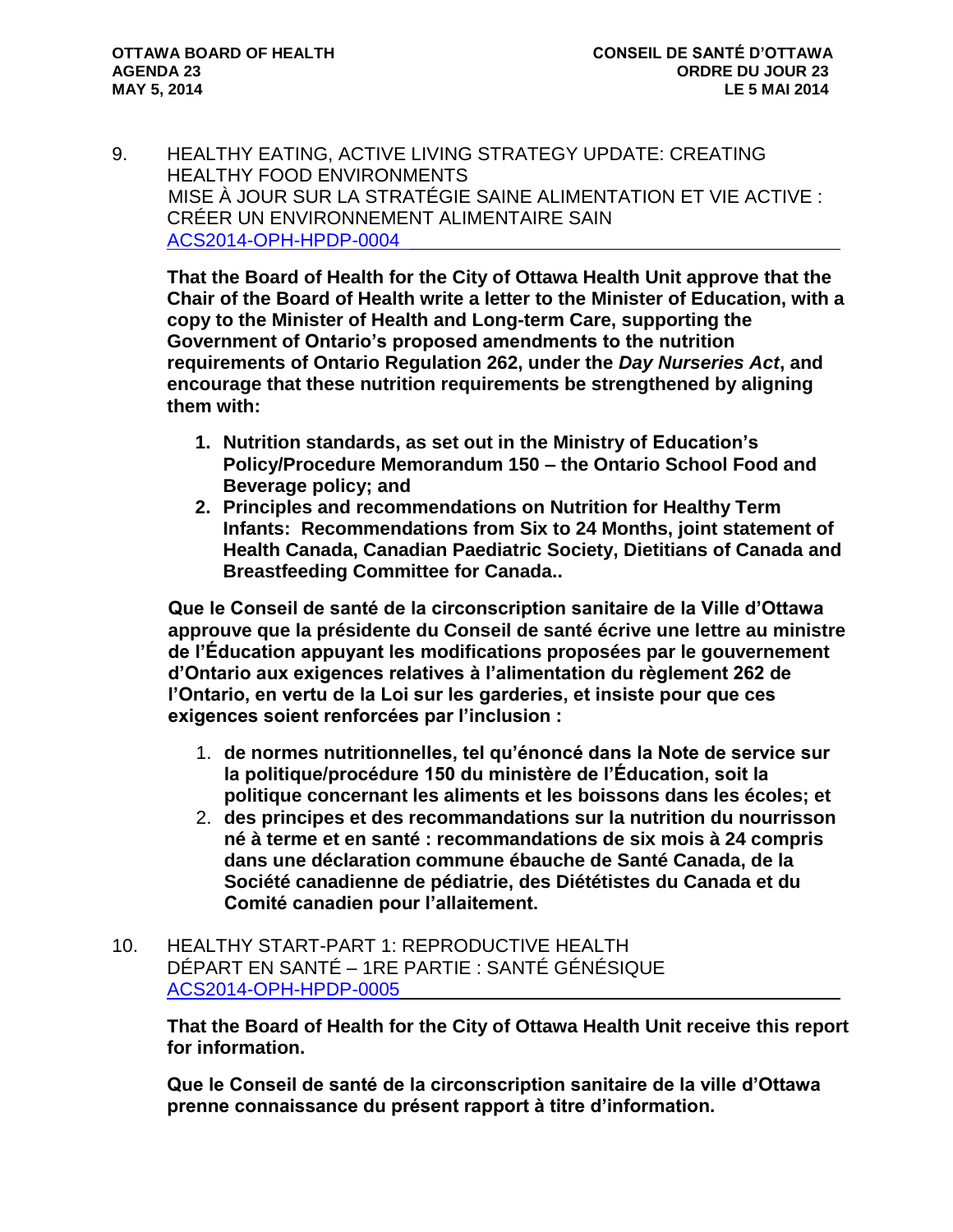9. HEALTHY EATING, ACTIVE LIVING STRATEGY UPDATE: CREATING HEALTHY FOOD ENVIRONMENTS
MISE À JOUR SUR LA STRATÉGIE SAINE ALIMENTATION ET VIE ACTIVE : CRÉER UN ENVIRONNEMENT ALIMENTAIRE SAIN
ACS2014-OPH-HPDP-0004

**That the Board of Health for the City of Ottawa Health Unit approve that the Chair of the Board of Health write a letter to the Minister of Education, with a copy to the Minister of Health and Long-term Care, supporting the Government of Ontario's proposed amendments to the nutrition requirements of Ontario Regulation 262, under the *Day Nurseries Act*, and encourage that these nutrition requirements be strengthened by aligning them with:**

1. **Nutrition standards, as set out in the Ministry of Education's Policy/Procedure Memorandum 150 – the Ontario School Food and Beverage policy; and**
2. **Principles and recommendations on Nutrition for Healthy Term Infants: Recommendations from Six to 24 Months, joint statement of Health Canada, Canadian Paediatric Society, Dietitians of Canada and Breastfeeding Committee for Canada..**

**Que le Conseil de santé de la circonscription sanitaire de la Ville d'Ottawa approuve que la présidente du Conseil de santé écrive une lettre au ministre de l'Éducation appuyant les modifications proposées par le gouvernement d'Ontario aux exigences relatives à l'alimentation du règlement 262 de l'Ontario, en vertu de la Loi sur les garderies, et insiste pour que ces exigences soient renforcées par l'inclusion :**

1. **de normes nutritionnelles, tel qu'énoncé dans la Note de service sur la politique/procédure 150 du ministère de l'Éducation, soit la politique concernant les aliments et les boissons dans les écoles; et**
2. **des principes et des recommandations sur la nutrition du nourrisson né à terme et en santé : recommandations de six mois à 24 compris dans une déclaration commune ébauche de Santé Canada, de la Société canadienne de pédiatrie, des Diététistes du Canada et du Comité canadien pour l'allaitement.**

10. HEALTHY START-PART 1: REPRODUCTIVE HEALTH
DÉPART EN SANTÉ – 1RE PARTIE : SANTÉ GÉNÉSIQUE
ACS2014-OPH-HPDP-0005

**That the Board of Health for the City of Ottawa Health Unit receive this report for information.**

**Que le Conseil de santé de la circonscription sanitaire de la ville d'Ottawa prenne connaissance du présent rapport à titre d'information.**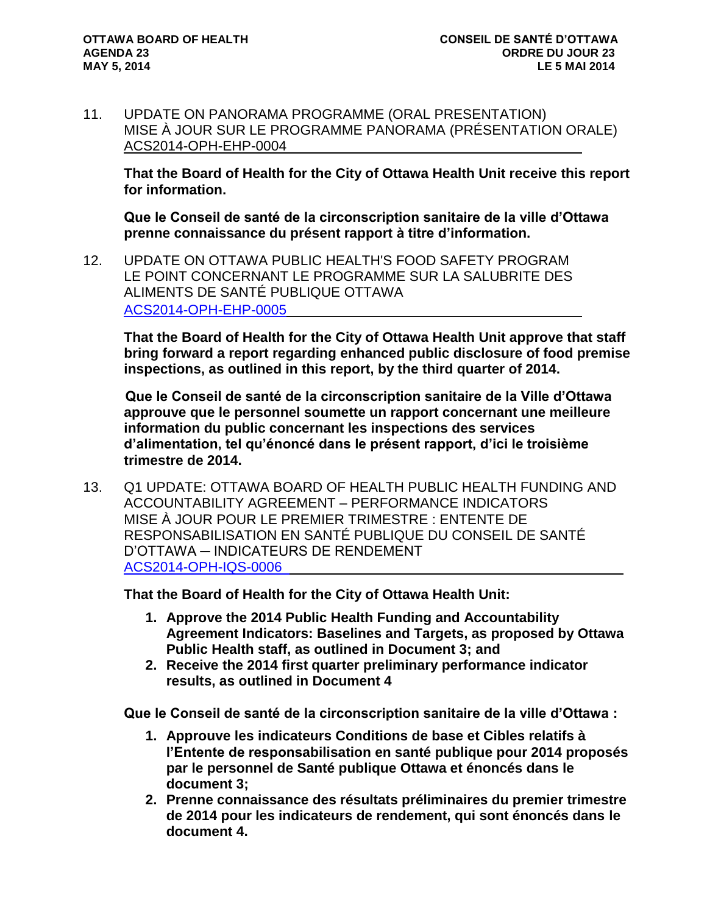11. UPDATE ON PANORAMA PROGRAMME (ORAL PRESENTATION)
MISE À JOUR SUR LE PROGRAMME PANORAMA (PRÉSENTATION ORALE)
ACS2014-OPH-EHP-0004

**That the Board of Health for the City of Ottawa Health Unit receive this report for information.**

**Que le Conseil de santé de la circonscription sanitaire de la ville d'Ottawa prenne connaissance du présent rapport à titre d'information.**

12. UPDATE ON OTTAWA PUBLIC HEALTH'S FOOD SAFETY PROGRAM
LE POINT CONCERNANT LE PROGRAMME SUR LA SALUBRITE DES ALIMENTS DE SANTÉ PUBLIQUE OTTAWA
ACS2014-OPH-EHP-0005

**That the Board of Health for the City of Ottawa Health Unit approve that staff bring forward a report regarding enhanced public disclosure of food premise inspections, as outlined in this report, by the third quarter of 2014.**

**Que le Conseil de santé de la circonscription sanitaire de la Ville d'Ottawa approuve que le personnel soumette un rapport concernant une meilleure information du public concernant les inspections des services d'alimentation, tel qu'énoncé dans le présent rapport, d'ici le troisième trimestre de 2014.**

13. Q1 UPDATE: OTTAWA BOARD OF HEALTH PUBLIC HEALTH FUNDING AND ACCOUNTABILITY AGREEMENT – PERFORMANCE INDICATORS
MISE À JOUR POUR LE PREMIER TRIMESTRE : ENTENTE DE RESPONSABILISATION EN SANTÉ PUBLIQUE DU CONSEIL DE SANTÉ D'OTTAWA – INDICATEURS DE RENDEMENT
ACS2014-OPH-IQS-0006

**That the Board of Health for the City of Ottawa Health Unit:**

1. **Approve the 2014 Public Health Funding and Accountability Agreement Indicators: Baselines and Targets, as proposed by Ottawa Public Health staff, as outlined in Document 3; and**
2. **Receive the 2014 first quarter preliminary performance indicator results, as outlined in Document 4**

**Que le Conseil de santé de la circonscription sanitaire de la ville d'Ottawa :**

1. **Approuve les indicateurs Conditions de base et Cibles relatifs à l'Entente de responsabilisation en santé publique pour 2014 proposés par le personnel de Santé publique Ottawa et énoncés dans le document 3;**
2. **Prenne connaissance des résultats préliminaires du premier trimestre de 2014 pour les indicateurs de rendement, qui sont énoncés dans le document 4.**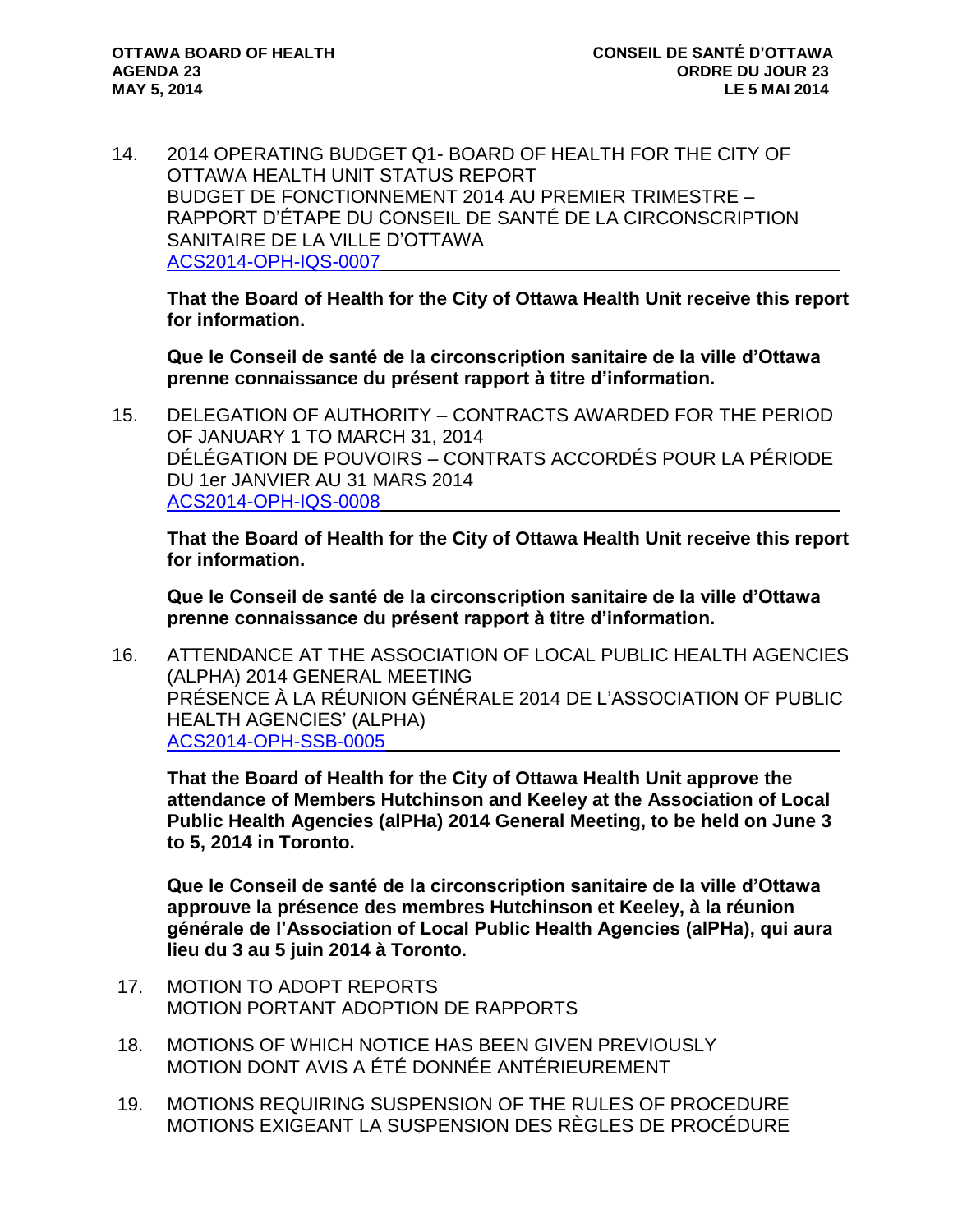14. 2014 OPERATING BUDGET Q1- BOARD OF HEALTH FOR THE CITY OF OTTAWA HEALTH UNIT STATUS REPORT
    BUDGET DE FONCTIONNEMENT 2014 AU PREMIER TRIMESTRE – RAPPORT D'ÉTAPE DU CONSEIL DE SANTÉ DE LA CIRCONSCRIPTION SANITAIRE DE LA VILLE D'OTTAWA
    ACS2014-OPH-IQS-0007

    **That the Board of Health for the City of Ottawa Health Unit receive this report for information.**

    **Que le Conseil de santé de la circonscription sanitaire de la ville d'Ottawa prenne connaissance du présent rapport à titre d'information.**

15. DELEGATION OF AUTHORITY – CONTRACTS AWARDED FOR THE PERIOD OF JANUARY 1 TO MARCH 31, 2014
    DÉLÉGATION DE POUVOIRS – CONTRATS ACCORDÉS POUR LA PÉRIODE DU 1er JANVIER AU 31 MARS 2014
    ACS2014-OPH-IQS-0008

    **That the Board of Health for the City of Ottawa Health Unit receive this report for information.**

    **Que le Conseil de santé de la circonscription sanitaire de la ville d'Ottawa prenne connaissance du présent rapport à titre d'information.**

16. ATTENDANCE AT THE ASSOCIATION OF LOCAL PUBLIC HEALTH AGENCIES (ALPHA) 2014 GENERAL MEETING
    PRÉSENCE À LA RÉUNION GÉNÉRALE 2014 DE L'ASSOCIATION OF PUBLIC HEALTH AGENCIES' (ALPHA)
    ACS2014-OPH-SSB-0005

    **That the Board of Health for the City of Ottawa Health Unit approve the attendance of Members Hutchinson and Keeley at the Association of Local Public Health Agencies (alPHa) 2014 General Meeting, to be held on June 3 to 5, 2014 in Toronto.**

    **Que le Conseil de santé de la circonscription sanitaire de la ville d'Ottawa approuve la présence des membres Hutchinson et Keeley, à la réunion générale de l'Association of Local Public Health Agencies (alPHa), qui aura lieu du 3 au 5 juin 2014 à Toronto.**

17. MOTION TO ADOPT REPORTS
    MOTION PORTANT ADOPTION DE RAPPORTS

18. MOTIONS OF WHICH NOTICE HAS BEEN GIVEN PREVIOUSLY
    MOTION DONT AVIS A ÉTÉ DONNÉE ANTÉRIEUREMENT

19. MOTIONS REQUIRING SUSPENSION OF THE RULES OF PROCEDURE
    MOTIONS EXIGEANT LA SUSPENSION DES RÈGLES DE PROCÉDURE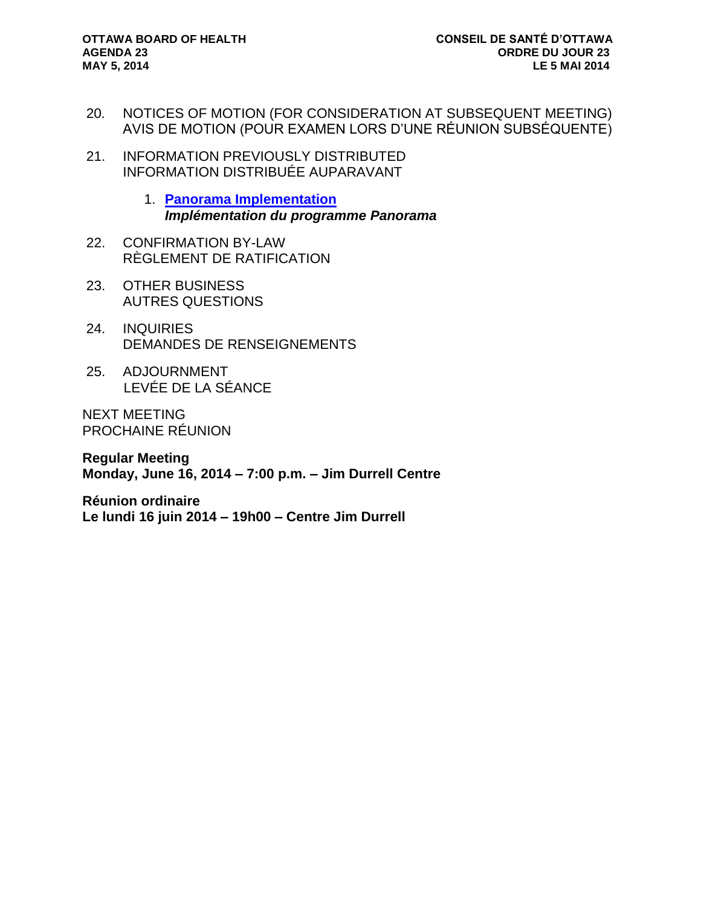20. NOTICES OF MOTION (FOR CONSIDERATION AT SUBSEQUENT MEETING)
    AVIS DE MOTION (POUR EXAMEN LORS D'UNE RÉUNION SUBSÉQUENTE)

21. INFORMATION PREVIOUSLY DISTRIBUTED
    INFORMATION DISTRIBUÉE AUPARAVANT

    1. **Panorama Implementation**
       ***Implémentation du programme Panorama***

22. CONFIRMATION BY-LAW
    RÈGLEMENT DE RATIFICATION

23. OTHER BUSINESS
    AUTRES QUESTIONS

24. INQUIRIES
    DEMANDES DE RENSEIGNEMENTS

25. ADJOURNMENT
    LEVÉE DE LA SÉANCE

NEXT MEETING
PROCHAINE RÉUNION

**Regular Meeting**
**Monday, June 16, 2014 – 7:00 p.m. – Jim Durrell Centre**

**Réunion ordinaire**
**Le lundi 16 juin 2014 – 19h00 – Centre Jim Durrell**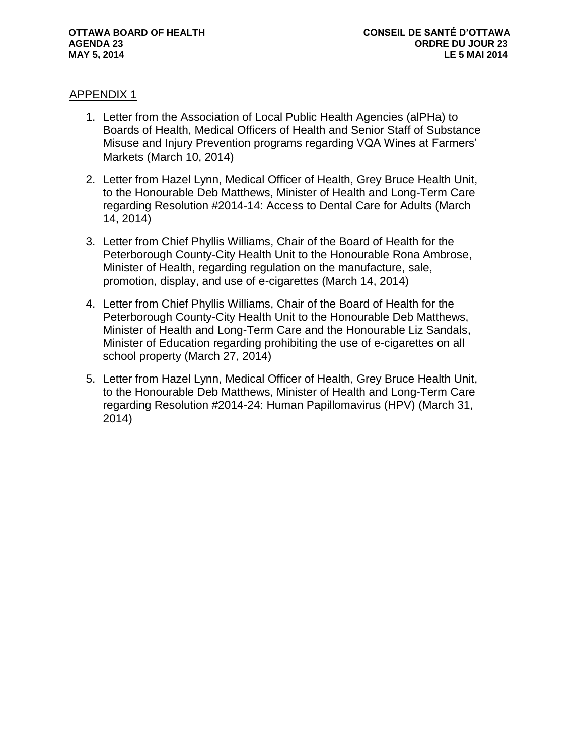APPENDIX 1

1. Letter from the Association of Local Public Health Agencies (alPHa) to Boards of Health, Medical Officers of Health and Senior Staff of Substance Misuse and Injury Prevention programs regarding VQA Wines at Farmers' Markets (March 10, 2014)

2. Letter from Hazel Lynn, Medical Officer of Health, Grey Bruce Health Unit, to the Honourable Deb Matthews, Minister of Health and Long-Term Care regarding Resolution #2014-14: Access to Dental Care for Adults (March 14, 2014)

3. Letter from Chief Phyllis Williams, Chair of the Board of Health for the Peterborough County-City Health Unit to the Honourable Rona Ambrose, Minister of Health, regarding regulation on the manufacture, sale, promotion, display, and use of e-cigarettes (March 14, 2014)

4. Letter from Chief Phyllis Williams, Chair of the Board of Health for the Peterborough County-City Health Unit to the Honourable Deb Matthews, Minister of Health and Long-Term Care and the Honourable Liz Sandals, Minister of Education regarding prohibiting the use of e-cigarettes on all school property (March 27, 2014)

5. Letter from Hazel Lynn, Medical Officer of Health, Grey Bruce Health Unit, to the Honourable Deb Matthews, Minister of Health and Long-Term Care regarding Resolution #2014-24: Human Papillomavirus (HPV) (March 31, 2014)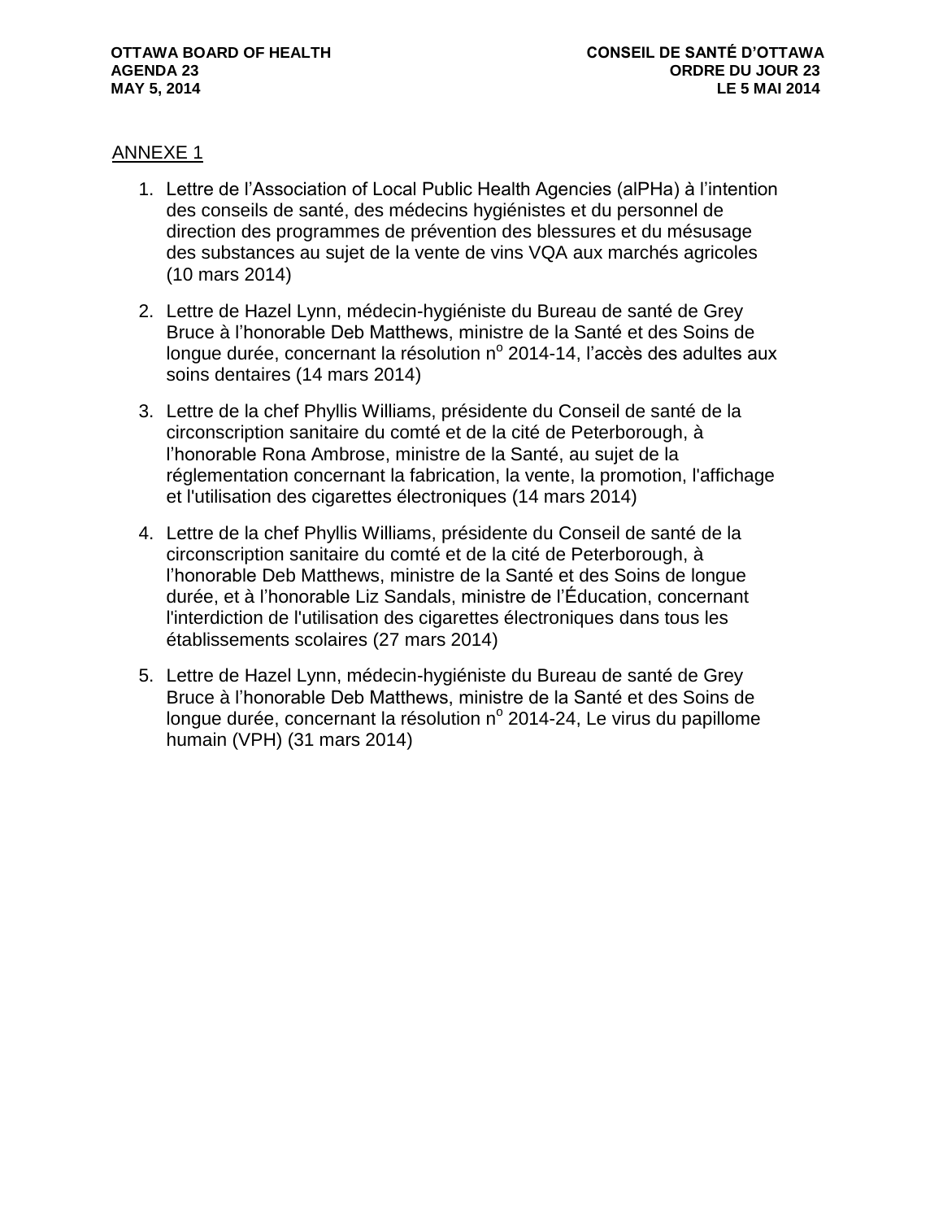ANNEXE 1

1. Lettre de l'Association of Local Public Health Agencies (alPHa) à l'intention des conseils de santé, des médecins hygiénistes et du personnel de direction des programmes de prévention des blessures et du mésusage des substances au sujet de la vente de vins VQA aux marchés agricoles (10 mars 2014)
2. Lettre de Hazel Lynn, médecin-hygiéniste du Bureau de santé de Grey Bruce à l'honorable Deb Matthews, ministre de la Santé et des Soins de longue durée, concernant la résolution n[o] 2014-14, l'accès des adultes aux soins dentaires (14 mars 2014)
3. Lettre de la chef Phyllis Williams, présidente du Conseil de santé de la circonscription sanitaire du comté et de la cité de Peterborough, à l'honorable Rona Ambrose, ministre de la Santé, au sujet de la réglementation concernant la fabrication, la vente, la promotion, l'affichage et l'utilisation des cigarettes électroniques (14 mars 2014)
4. Lettre de la chef Phyllis Williams, présidente du Conseil de santé de la circonscription sanitaire du comté et de la cité de Peterborough, à l'honorable Deb Matthews, ministre de la Santé et des Soins de longue durée, et à l'honorable Liz Sandals, ministre de l'Éducation, concernant l'interdiction de l'utilisation des cigarettes électroniques dans tous les établissements scolaires (27 mars 2014)
5. Lettre de Hazel Lynn, médecin-hygiéniste du Bureau de santé de Grey Bruce à l'honorable Deb Matthews, ministre de la Santé et des Soins de longue durée, concernant la résolution n[o] 2014-24, Le virus du papillome humain (VPH) (31 mars 2014)